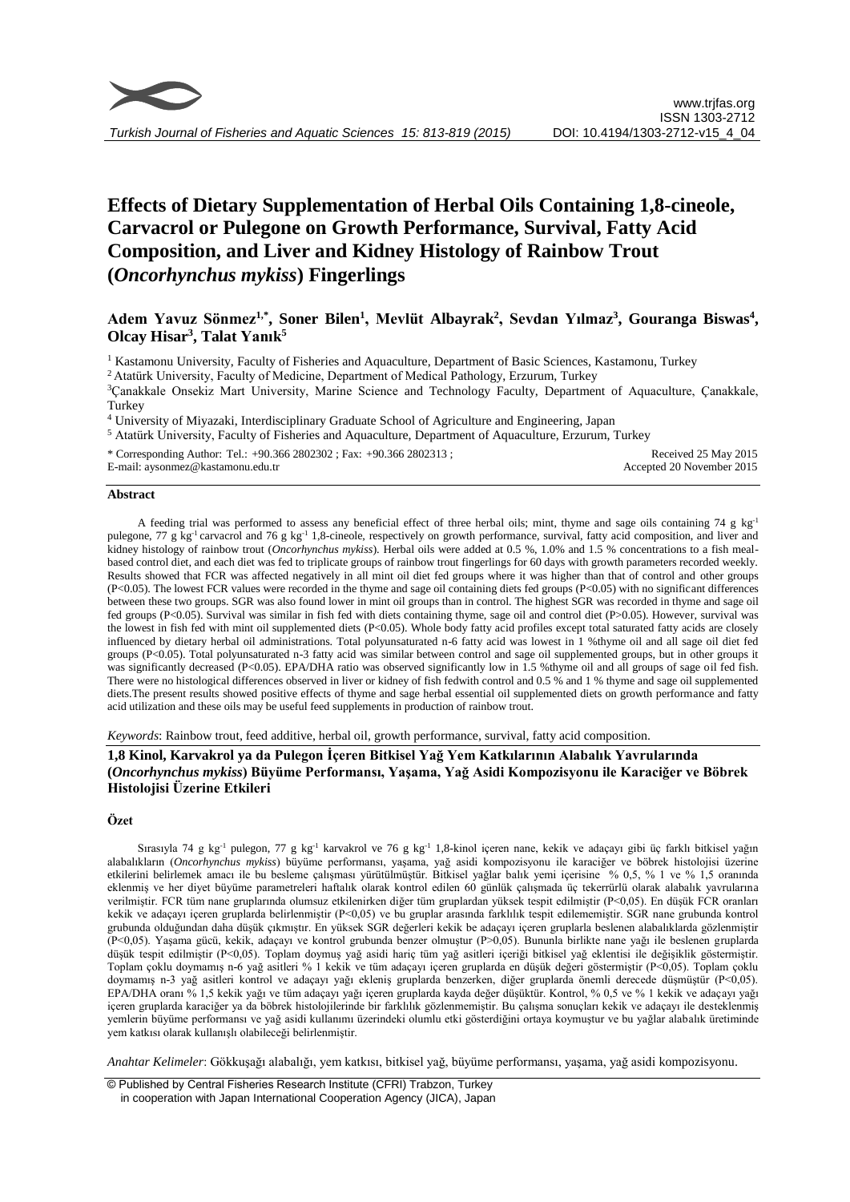# Effects of Dietary Supplementation of Herbal Oils Containing 1,8-cineole, Carvacrol or Pulegone on Growth Performance, Survival, Fatty Acid Composition, and Liver and Kidney Histology of Rainbow Trout (*Oncorhynchus mykiss*) Fingerlings

**Adem Yavuz Sönmez[1,*], Soner Bilen[1], Mevlüt Albayrak[2], Sevdan Yılmaz[3], Gouranga Biswas[4], Olcay Hisar[3], Talat Yanık[5]**

[1] Kastamonu University, Faculty of Fisheries and Aquaculture, Department of Basic Sciences, Kastamonu, Turkey
[2] Atatürk University, Faculty of Medicine, Department of Medical Pathology, Erzurum, Turkey
[3] Çanakkale Onsekiz Mart University, Marine Science and Technology Faculty, Department of Aquaculture, Çanakkale, Turkey
[4] University of Miyazaki, Interdisciplinary Graduate School of Agriculture and Engineering, Japan
[5] Atatürk University, Faculty of Fisheries and Aquaculture, Department of Aquaculture, Erzurum, Turkey

\* Corresponding Author: Tel.: +90.366 2802302 ; Fax: +90.366 2802313 ;
E-mail: aysonmez@kastamonu.edu.tr

Received 25 May 2015
Accepted 20 November 2015

## Abstract

A feeding trial was performed to assess any beneficial effect of three herbal oils; mint, thyme and sage oils containing 74 g kg$^{-1}$ pulegone, 77 g kg$^{-1}$ carvacrol and 76 g kg$^{-1}$ 1,8-cineole, respectively on growth performance, survival, fatty acid composition, and liver and kidney histology of rainbow trout (*Oncorhynchus mykiss*). Herbal oils were added at 0.5 %, 1.0% and 1.5 % concentrations to a fish meal-based control diet, and each diet was fed to triplicate groups of rainbow trout fingerlings for 60 days with growth parameters recorded weekly. Results showed that FCR was affected negatively in all mint oil diet fed groups where it was higher than that of control and other groups ($P<0.05$). The lowest FCR values were recorded in the thyme and sage oil containing diets fed groups ($P<0.05$) with no significant differences between these two groups. SGR was also found lower in mint oil groups than in control. The highest SGR was recorded in thyme and sage oil fed groups ($P<0.05$). Survival was similar in fish fed with diets containing thyme, sage oil and control diet ($P>0.05$). However, survival was the lowest in fish fed with mint oil supplemented diets ($P<0.05$). Whole body fatty acid profiles except total saturated fatty acids are closely influenced by dietary herbal oil administrations. Total polyunsaturated n-6 fatty acid was lowest in 1 %thyme oil and all sage oil diet fed groups ($P<0.05$). Total polyunsaturated n-3 fatty acid was similar between control and sage oil supplemented groups, but in other groups it was significantly decreased ($P<0.05$). EPA/DHA ratio was observed significantly low in 1.5 %thyme oil and all groups of sage oil fed fish. There were no histological differences observed in liver or kidney of fish fedwith control and 0.5 % and 1 % thyme and sage oil supplemented diets.The present results showed positive effects of thyme and sage herbal essential oil supplemented diets on growth performance and fatty acid utilization and these oils may be useful feed supplements in production of rainbow trout.

*Keywords*: Rainbow trout, feed additive, herbal oil, growth performance, survival, fatty acid composition.

## 1,8 Kinol, Karvakrol ya da Pulegon İçeren Bitkisel Yağ Yem Katkılarının Alabalık Yavrularında (*Oncorhynchus mykiss*) Büyüme Performansı, Yaşama, Yağ Asidi Kompozisyonu ile Karaciğer ve Böbrek Histolojisi Üzerine Etkileri

### Özet

Sırasıyla 74 g kg$^{-1}$ pulegon, 77 g kg$^{-1}$ karvakrol ve 76 g kg$^{-1}$ 1,8-kinol içeren nane, kekik ve adaçayı gibi üç farklı bitkisel yağın alabalıkların (*Oncorhynchus mykiss*) büyüme performansı, yaşama, yağ asidi kompozisyonu ile karaciğer ve böbrek histolojisi üzerine etkilerini belirlemek amacı ile bu besleme çalışması yürütülmüştür. Bitkisel yağlar balık yemi içerisine % 0,5, % 1 ve % 1,5 oranında eklenmiş ve her diyet büyüme parametreleri haftalık olarak kontrol edilen 60 günlük çalışmada üç tekerrürlü olarak alabalık yavrularına verilmiştir. FCR tüm nane gruplarında olumsuz etkilenirken diğer tüm gruplardan yüksek tespit edilmiştir (P<0,05). En düşük FCR oranları kekik ve adaçayı içeren gruplarda belirlenmiştir (P<0,05) ve bu gruplar arasında farklılık tespit edilememiştir. SGR nane grubunda kontrol grubunda olduğundan daha düşük çıkmıştır. En yüksek SGR değerleri kekik be adaçayı içeren gruplarla beslenen alabalıklarda gözlenmiştir (P<0,05). Yaşama gücü, kekik, adaçayı ve kontrol grubunda benzer olmuştur (P>0,05). Bununla birlikte nane yağı ile beslenen gruplarda düşük tespit edilmiştir (P<0,05). Toplam doymuş yağ asidi hariç tüm yağ asitleri içeriği bitkisel yağ eklentisi ile değişiklik göstermiştir. Toplam çoklu doymamış n-6 yağ asitleri % 1 kekik ve tüm adaçayı içeren gruplarda en düşük değeri göstermiştir (P<0,05). Toplam çoklu doymamış n-3 yağ asitleri kontrol ve adaçayı yağı ekleniş gruplarda benzerken, diğer gruplarda önemli derecede düşmüştür (P<0,05). EPA/DHA oranı % 1,5 kekik yağı ve tüm adaçayı yağı içeren gruplarda kayda değer düşüktür. Kontrol, % 0,5 ve % 1 kekik ve adaçayı yağı içeren gruplarda karaciğer ya da böbrek histolojilerinde bir farklılık gözlenmemiştir. Bu çalışma sonuçları kekik ve adaçayı ile desteklenmiş yemlerin büyüme performansı ve yağ asidi kullanımı üzerindeki olumlu etki gösterdiğini ortaya koymuştur ve bu yağlar alabalık üretiminde yem katkısı olarak kullanışlı olabileceği belirlenmiştir.

*Anahtar Kelimeler*: Gökkuşağı alabalığı, yem katkısı, bitkisel yağ, büyüme performansı, yaşama, yağ asidi kompozisyonu.

© Published by Central Fisheries Research Institute (CFRI) Trabzon, Turkey
in cooperation with Japan International Cooperation Agency (JICA), Japan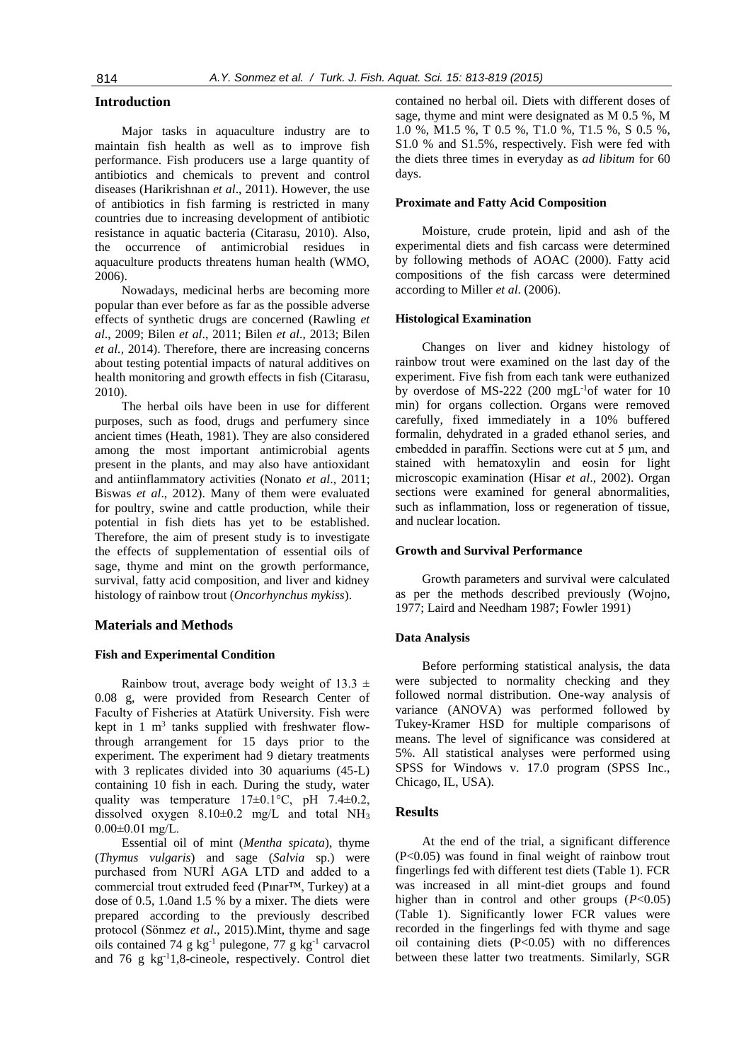## Introduction

Major tasks in aquaculture industry are to maintain fish health as well as to improve fish performance. Fish producers use a large quantity of antibiotics and chemicals to prevent and control diseases (Harikrishnan *et al*., 2011). However, the use of antibiotics in fish farming is restricted in many countries due to increasing development of antibiotic resistance in aquatic bacteria (Citarasu, 2010). Also, the occurrence of antimicrobial residues in aquaculture products threatens human health (WMO, 2006).

Nowadays, medicinal herbs are becoming more popular than ever before as far as the possible adverse effects of synthetic drugs are concerned (Rawling *et al*., 2009; Bilen *et al*., 2011; Bilen *et al*., 2013; Bilen *et al.,* 2014). Therefore, there are increasing concerns about testing potential impacts of natural additives on health monitoring and growth effects in fish (Citarasu, 2010).

The herbal oils have been in use for different purposes, such as food, drugs and perfumery since ancient times (Heath, 1981). They are also considered among the most important antimicrobial agents present in the plants, and may also have antioxidant and antiinflammatory activities (Nonato *et al*., 2011; Biswas *et al*., 2012). Many of them were evaluated for poultry, swine and cattle production, while their potential in fish diets has yet to be established. Therefore, the aim of present study is to investigate the effects of supplementation of essential oils of sage, thyme and mint on the growth performance, survival, fatty acid composition, and liver and kidney histology of rainbow trout (*Oncorhynchus mykiss*).

## Materials and Methods

### Fish and Experimental Condition

Rainbow trout, average body weight of 13.3 ± 0.08 g, were provided from Research Center of Faculty of Fisheries at Atatürk University. Fish were kept in 1 $m^3$ tanks supplied with freshwater flow-through arrangement for 15 days prior to the experiment. The experiment had 9 dietary treatments with 3 replicates divided into 30 aquariums (45-L) containing 10 fish in each. During the study, water quality was temperature 17±0.1°C, pH 7.4±0.2, dissolved oxygen 8.10±0.2 mg/L and total $NH_3$ 0.00±0.01 mg/L.

Essential oil of mint (*Mentha spicata*), thyme (*Thymus vulgaris*) and sage (*Salvia* sp.) were purchased from NURİ AGA LTD and added to a commercial trout extruded feed (Pınar™, Turkey) at a dose of 0.5, 1.0and 1.5 % by a mixer. The diets were prepared according to the previously described protocol (Sönmez *et al*., 2015).Mint, thyme and sage oils contained 74 g $kg^{-1}$ pulegone, 77 g $kg^{-1}$ carvacrol and 76 g $kg^{-1}$1,8-cineole, respectively. Control diet contained no herbal oil. Diets with different doses of sage, thyme and mint were designated as M 0.5 %, M 1.0 %, M1.5 %, T 0.5 %, T1.0 %, T1.5 %, S 0.5 %, S1.0 % and S1.5%, respectively. Fish were fed with the diets three times in everyday as *ad libitum* for 60 days.

### Proximate and Fatty Acid Composition

Moisture, crude protein, lipid and ash of the experimental diets and fish carcass were determined by following methods of AOAC (2000). Fatty acid compositions of the fish carcass were determined according to Miller *et al.* (2006).

### Histological Examination

Changes on liver and kidney histology of rainbow trout were examined on the last day of the experiment. Five fish from each tank were euthanized by overdose of MS-222 (200 $mgL^{-1}$of water for 10 min) for organs collection. Organs were removed carefully, fixed immediately in a 10% buffered formalin, dehydrated in a graded ethanol series, and embedded in paraffin. Sections were cut at 5 µm, and stained with hematoxylin and eosin for light microscopic examination (Hisar *et al*., 2002). Organ sections were examined for general abnormalities, such as inflammation, loss or regeneration of tissue, and nuclear location.

### Growth and Survival Performance

Growth parameters and survival were calculated as per the methods described previously (Wojno, 1977; Laird and Needham 1987; Fowler 1991)

### Data Analysis

Before performing statistical analysis, the data were subjected to normality checking and they followed normal distribution. One-way analysis of variance (ANOVA) was performed followed by Tukey-Kramer HSD for multiple comparisons of means. The level of significance was considered at 5%. All statistical analyses were performed using SPSS for Windows v. 17.0 program (SPSS Inc., Chicago, IL, USA).

## Results

At the end of the trial, a significant difference ($P<0.05$) was found in final weight of rainbow trout fingerlings fed with different test diets (Table 1). FCR was increased in all mint-diet groups and found higher than in control and other groups ($P<0.05$) (Table 1). Significantly lower FCR values were recorded in the fingerlings fed with thyme and sage oil containing diets ($P<0.05$) with no differences between these latter two treatments. Similarly, SGR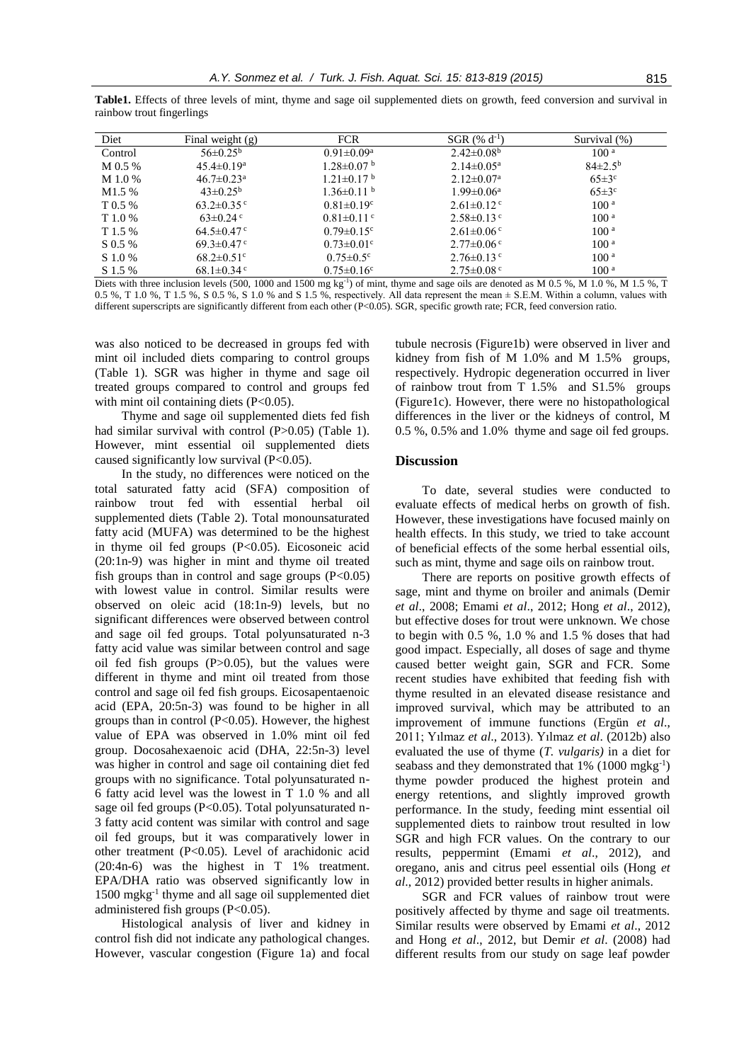**Table1.** Effects of three levels of mint, thyme and sage oil supplemented diets on growth, feed conversion and survival in rainbow trout fingerlings

| Diet | Final weight (g) | FCR | SGR (% $d^{-1}$) | Survival (%) |
|---|---|---|---|---|
| Control | 56±0.25$^{b}$ | 0.91±0.09$^{a}$ | 2.42±0.08$^{b}$ | 100 $^{a}$ |
| M 0.5 % | 45.4±0.19$^{a}$ | 1.28±0.07 $^{b}$ | 2.14±0.05$^{a}$ | 84±2.5$^{b}$ |
| M 1.0 % | 46.7±0.23$^{a}$ | 1.21±0.17 $^{b}$ | 2.12±0.07$^{a}$ | 65±3$^{c}$ |
| M1.5 % | 43±0.25$^{b}$ | 1.36±0.11 $^{b}$ | 1.99±0.06$^{a}$ | 65±3$^{c}$ |
| T 0.5 % | 63.2±0.35 $^{c}$ | 0.81±0.19$^{c}$ | 2.61±0.12 $^{c}$ | 100 $^{a}$ |
| T 1.0 % | 63±0.24 $^{c}$ | 0.81±0.11 $^{c}$ | 2.58±0.13 $^{c}$ | 100 $^{a}$ |
| T 1.5 % | 64.5±0.47 $^{c}$ | 0.79±0.15$^{c}$ | 2.61±0.06 $^{c}$ | 100 $^{a}$ |
| S 0.5 % | 69.3±0.47 $^{c}$ | 0.73±0.01$^{c}$ | 2.77±0.06 $^{c}$ | 100 $^{a}$ |
| S 1.0 % | 68.2±0.51$^{c}$ | 0.75±0.5$^{c}$ | 2.76±0.13 $^{c}$ | 100 $^{a}$ |
| S 1.5 % | 68.1±0.34 $^{c}$ | 0.75±0.16$^{c}$ | 2.75±0.08 $^{c}$ | 100 $^{a}$ |

Diets with three inclusion levels (500, 1000 and 1500 mg $kg^{-1}$) of mint, thyme and sage oils are denoted as M 0.5 %, M 1.0 %, M 1.5 %, T 0.5 %, T 1.0 %, T 1.5 %, S 0.5 %, S 1.0 % and S 1.5 %, respectively. All data represent the mean ± S.E.M. Within a column, values with different superscripts are significantly different from each other (P<0.05). SGR, specific growth rate; FCR, feed conversion ratio.

was also noticed to be decreased in groups fed with mint oil included diets comparing to control groups (Table 1). SGR was higher in thyme and sage oil treated groups compared to control and groups fed with mint oil containing diets (P<0.05).

Thyme and sage oil supplemented diets fed fish had similar survival with control (P>0.05) (Table 1). However, mint essential oil supplemented diets caused significantly low survival (P<0.05).

In the study, no differences were noticed on the total saturated fatty acid (SFA) composition of rainbow trout fed with essential herbal oil supplemented diets (Table 2). Total monounsaturated fatty acid (MUFA) was determined to be the highest in thyme oil fed groups (P<0.05). Eicosoneic acid (20:1n-9) was higher in mint and thyme oil treated fish groups than in control and sage groups (P<0.05) with lowest value in control. Similar results were observed on oleic acid (18:1n-9) levels, but no significant differences were observed between control and sage oil fed groups. Total polyunsaturated n-3 fatty acid value was similar between control and sage oil fed fish groups (P>0.05), but the values were different in thyme and mint oil treated from those control and sage oil fed fish groups. Eicosapentaenoic acid (EPA, 20:5n-3) was found to be higher in all groups than in control (P<0.05). However, the highest value of EPA was observed in 1.0% mint oil fed group. Docosahexaenoic acid (DHA, 22:5n-3) level was higher in control and sage oil containing diet fed groups with no significance. Total polyunsaturated n-6 fatty acid level was the lowest in T 1.0 % and all sage oil fed groups (P<0.05). Total polyunsaturated n-3 fatty acid content was similar with control and sage oil fed groups, but it was comparatively lower in other treatment (P<0.05). Level of arachidonic acid (20:4n-6) was the highest in T 1% treatment. EPA/DHA ratio was observed significantly low in 1500 $mgkg^{-1}$ thyme and all sage oil supplemented diet administered fish groups (P<0.05).

Histological analysis of liver and kidney in control fish did not indicate any pathological changes. However, vascular congestion (Figure 1a) and focal tubule necrosis (Figure1b) were observed in liver and kidney from fish of M 1.0% and M 1.5% groups, respectively. Hydropic degeneration occurred in liver of rainbow trout from T 1.5% and S1.5% groups (Figure1c). However, there were no histopathological differences in the liver or the kidneys of control, M 0.5 %, 0.5% and 1.0% thyme and sage oil fed groups.

## Discussion

To date, several studies were conducted to evaluate effects of medical herbs on growth of fish. However, these investigations have focused mainly on health effects. In this study, we tried to take account of beneficial effects of the some herbal essential oils, such as mint, thyme and sage oils on rainbow trout.

There are reports on positive growth effects of sage, mint and thyme on broiler and animals (Demir *et al*., 2008; Emami *et al*., 2012; Hong *et al*., 2012), but effective doses for trout were unknown. We chose to begin with 0.5 %, 1.0 % and 1.5 % doses that had good impact. Especially, all doses of sage and thyme caused better weight gain, SGR and FCR. Some recent studies have exhibited that feeding fish with thyme resulted in an elevated disease resistance and improved survival, which may be attributed to an improvement of immune functions (Ergün *et al*., 2011; Yılmaz *et al*., 2013). Yılmaz *et al*. (2012b) also evaluated the use of thyme (*T. vulgaris)* in a diet for seabass and they demonstrated that 1% (1000 $mgkg^{-1}$) thyme powder produced the highest protein and energy retentions, and slightly improved growth performance. In the study, feeding mint essential oil supplemented diets to rainbow trout resulted in low SGR and high FCR values. On the contrary to our results, peppermint (Emami *et al*., 2012), and oregano, anis and citrus peel essential oils (Hong *et al*., 2012) provided better results in higher animals.

SGR and FCR values of rainbow trout were positively affected by thyme and sage oil treatments. Similar results were observed by Emami *et al*., 2012 and Hong *et al*., 2012, but Demir *et al*. (2008) had different results from our study on sage leaf powder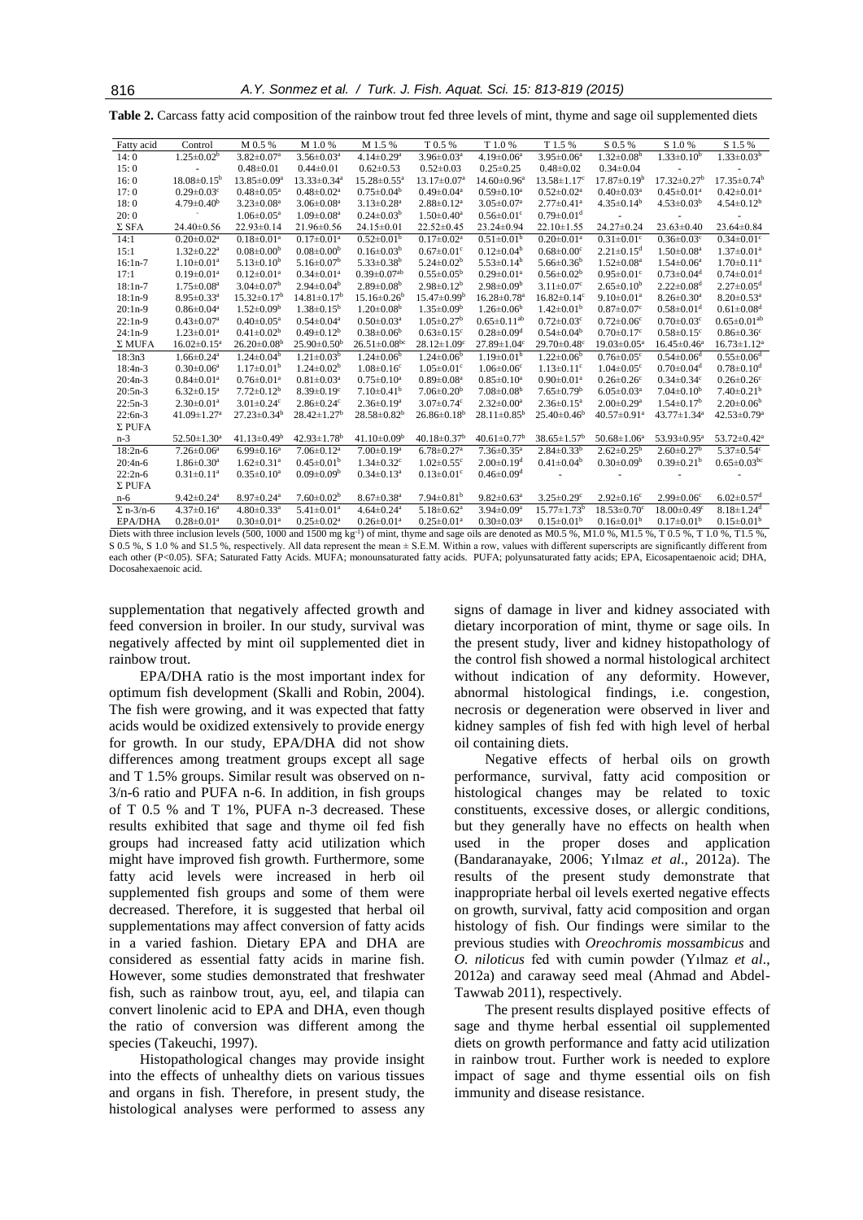**Table 2.** Carcass fatty acid composition of the rainbow trout fed three levels of mint, thyme and sage oil supplemented diets

| Fatty acid | Control | M 0.5 % | M 1.0 % | M 1.5 % | T 0.5 % | T 1.0 % | T 1.5 % | S 0.5 % | S 1.0 % | S 1.5 % |
|---|---|---|---|---|---|---|---|---|---|---|
| 14: 0 | 1.25±0.02[b] | 3.82±0.07[a] | 3.56±0.03[a] | 4.14±0.29[a] | 3.96±0.03[a] | 4.19±0.06[a] | 3.95±0.06[a] | 1.32±0.08[b] | 1.33±0.10[b] | 1.33±0.03[b] |
| 15: 0 | - | 0.48±0.01 | 0.44±0.01 | 0.62±0.53 | 0.52±0.03 | 0.25±0.25 | 0.48±0.02 | 0.34±0.04 | - | - |
| 16: 0 | 18.08±0.15[b] | 13.85±0.09[a] | 13.33±0.34[a] | 15.28±0.55[a] | 13.17±0.07[a] | 14.60±0.96[a] | 13.58±1.17[c] | 17.87±0.19[b] | 17.32±0.27[b] | 17.35±0.74[b] |
| 17: 0 | 0.29±0.03[c] | 0.48±0.05[a] | 0.48±0.02[a] | 0.75±0.04[b] | 0.49±0.04[a] | 0.59±0.10[a] | 0.52±0.02[a] | 0.40±0.03[a] | 0.45±0.01[a] | 0.42±0.01[a] |
| 18: 0 | 4.79±0.40[b] | 3.23±0.08[a] | 3.06±0.08[a] | 3.13±0.28[a] | 2.88±0.12[a] | 3.05±0.07[a] | 2.77±0.41[a] | 4.35±0.14[b] | 4.53±0.03[b] | 4.54±0.12[b] |
| 20: 0 | - | 1.06±0.05[a] | 1.09±0.08[a] | 0.24±0.03[b] | 1.50±0.40[a] | 0.56±0.01[c] | 0.79±0.01[d] | - | - | - |
| Σ SFA | 24.40±0.56 | 22.93±0.14 | 21.96±0.56 | 24.15±0.01 | 22.52±0.45 | 23.24±0.94 | 22.10±1.55 | 24.27±0.24 | 23.63±0.40 | 23.64±0.84 |
| 14:1 | 0.20±0.02[a] | 0.18±0.01[a] | 0.17±0.01[a] | 0.52±0.01[b] | 0.17±0.02[a] | 0.51±0.01[b] | 0.20±0.01[a] | 0.31±0.01[c] | 0.36±0.03[c] | 0.34±0.01[c] |
| 15:1 | 1.32±0.22[a] | 0.08±0.00[b] | 0.08±0.00[b] | 0.16±0.03[b] | 0.67±0.01[c] | 0.12±0.04[b] | 0.68±0.00[c] | 2.21±0.15[d] | 1.50±0.08[a] | 1.37±0.01[a] |
| 16:1n-7 | 1.10±0.01[a] | 5.13±0.10[b] | 5.16±0.07[b] | 5.33±0.38[b] | 5.24±0.02[b] | 5.53±0.14[b] | 5.66±0.36[b] | 1.52±0.08[a] | 1.54±0.06[a] | 1.70±0.11[a] |
| 17:1 | 0.19±0.01[a] | 0.12±0.01[a] | 0.34±0.01[a] | 0.39±0.07[ab] | 0.55±0.05[b] | 0.29±0.01[a] | 0.56±0.02[b] | 0.95±0.01[c] | 0.73±0.04[d] | 0.74±0.01[d] |
| 18:1n-7 | 1.75±0.08[a] | 3.04±0.07[b] | 2.94±0.04[b] | 2.89±0.08[b] | 2.98±0.12[b] | 2.98±0.09[b] | 3.11±0.07[c] | 2.65±0.10[b] | 2.22±0.08[d] | 2.27±0.05[d] |
| 18:1n-9 | 8.95±0.33[a] | 15.32±0.17[b] | 14.81±0.17[b] | 15.16±0.26[b] | 15.47±0.99[b] | 16.28±0.78[a] | 16.82±0.14[c] | 9.10±0.01[a] | 8.26±0.30[a] | 8.20±0.53[a] |
| 20:1n-9 | 0.86±0.04[a] | 1.52±0.09[b] | 1.38±0.15[b] | 1.20±0.08[b] | 1.35±0.09[b] | 1.26±0.06[b] | 1.42±0.01[b] | 0.87±0.07[c] | 0.58±0.01[d] | 0.61±0.08[d] |
| 22:1n-9 | 0.43±0.07[a] | 0.40±0.05[a] | 0.54±0.04[a] | 0.50±0.03[a] | 1.05±0.27[b] | 0.65±0.11[ab] | 0.72±0.03[c] | 0.72±0.06[c] | 0.70±0.03[c] | 0.65±0.01[ab] |
| 24:1n-9 | 1.23±0.01[a] | 0.41±0.02[b] | 0.49±0.12[b] | 0.38±0.06[b] | 0.63±0.15[c] | 0.28±0.09[d] | 0.54±0.04[b] | 0.70±0.17[c] | 0.58±0.15[c] | 0.86±0.36[c] |
| Σ MUFA | 16.02±0.15[a] | 26.20±0.08[b] | 25.90±0.50[b] | 26.51±0.08[bc] | 28.12±1.09[c] | 27.89±1.04[c] | 29.70±0.48[c] | 19.03±0.05[a] | 16.45±0.46[a] | 16.73±1.12[a] |
| 18:3n3 | 1.66±0.24[a] | 1.24±0.04[b] | 1.21±0.03[b] | 1.24±0.06[b] | 1.24±0.06[b] | 1.19±0.01[b] | 1.22±0.06[b] | 0.76±0.05[c] | 0.54±0.06[d] | 0.55±0.06[d] |
| 18:4n-3 | 0.30±0.06[a] | 1.17±0.01[b] | 1.24±0.02[b] | 1.08±0.16[c] | 1.05±0.01[c] | 1.06±0.06[c] | 1.13±0.11[c] | 1.04±0.05[c] | 0.70±0.04[d] | 0.78±0.10[d] |
| 20:4n-3 | 0.84±0.01[a] | 0.76±0.01[a] | 0.81±0.03[a] | 0.75±0.10[a] | 0.89±0.08[a] | 0.85±0.10[a] | 0.90±0.01[a] | 0.26±0.26[c] | 0.34±0.34[c] | 0.26±0.26[c] |
| 20:5n-3 | 6.32±0.15[a] | 7.72±0.12[b] | 8.39±0.19[c] | 7.10±0.41[b] | 7.06±0.20[b] | 7.08±0.08[b] | 7.65±0.79[b] | 6.05±0.03[a] | 7.04±0.10[b] | 7.40±0.21[b] |
| 22:5n-3 | 2.30±0.01[a] | 3.01±0.04[c] | 2.86±0.24[c] | 2.36±0.19[a] | 3.07±0.74[c] | 2.32±0.00[a] | 2.36±0.15[a] | 2.00±0.29[a] | 1.54±0.17[b] | 2.20±0.06[b] |
| 22:6n-3 | 41.09±1.27[a] | 27.23±0.34[b] | 28.42±1.27[b] | 28.58±0.82[b] | 26.86±0.18[b] | 28.11±0.85[b] | 25.40±0.46[b] | 40.57±0.91[a] | 43.77±1.34[a] | 42.53±0.79[a] |
| Σ PUFA n-3 | 52.50±1.30[a] | 41.13±0.49[b] | 42.93±1.78[b] | 41.10±0.09[b] | 40.18±0.37[b] | 40.61±0.77[b] | 38.65±1.57[b] | 50.68±1.06[a] | 53.93±0.95[a] | 53.72±0.42[a] |
| 18:2n-6 | 7.26±0.06[a] | 6.99±0.16[a] | 7.06±0.12[a] | 7.00±0.19[a] | 6.78±0.27[a] | 7.36±0.35[a] | 2.84±0.33[b] | 2.62±0.25[b] | 2.60±0.27[b] | 5.37±0.54[c] |
| 20:4n-6 | 1.86±0.30[a] | 1.62±0.31[a] | 0.45±0.01[b] | 1.34±0.32[c] | 1.02±0.55[c] | 2.00±0.19[d] | 0.41±0.04[b] | 0.30±0.09[b] | 0.39±0.21[b] | 0.65±0.03[bc] |
| 22:2n-6 | 0.31±0.11[a] | 0.35±0.10[a] | 0.09±0.09[b] | 0.34±0.13[a] | 0.13±0.01[c] | 0.46±0.09[d] | - | - | - | - |
| Σ PUFA n-6 | 9.42±0.24[a] | 8.97±0.24[a] | 7.60±0.02[b] | 8.67±0.38[a] | 7.94±0.81[b] | 9.82±0.63[a] | 3.25±0.29[c] | 2.92±0.16[c] | 2.99±0.06[c] | 6.02±0.57[d] |
| Σ n-3/n-6 | 4.37±0.16[a] | 4.80±0.33[a] | 5.41±0.01[a] | 4.64±0.24[a] | 5.18±0.62[a] | 3.94±0.09[a] | 15.77±1.73[b] | 18.53±0.70[c] | 18.00±0.49[c] | 8.18±1.24[d] |
| EPA/DHA | 0.28±0.01[a] | 0.30±0.01[a] | 0.25±0.02[a] | 0.26±0.01[a] | 0.25±0.01[a] | 0.30±0.03[a] | 0.15±0.01[b] | 0.16±0.01[b] | 0.17±0.01[b] | 0.15±0.01[b] |

Diets with three inclusion levels (500, 1000 and 1500 mg kg$^{-1}$) of mint, thyme and sage oils are denoted as M0.5 %, M1.0 %, M1.5 %, T 0.5 %, T 1.0 %, T1.5 %, S 0.5 %, S 1.0 % and S1.5 %, respectively. All data represent the mean ± S.E.M. Within a row, values with different superscripts are significantly different from each other (P<0.05). SFA; Saturated Fatty Acids. MUFA; monounsaturated fatty acids. PUFA; polyunsaturated fatty acids; EPA, Eicosapentaenoic acid; DHA, Docosahexaenoic acid.

supplementation that negatively affected growth and feed conversion in broiler. In our study, survival was negatively affected by mint oil supplemented diet in rainbow trout.

EPA/DHA ratio is the most important index for optimum fish development (Skalli and Robin, 2004). The fish were growing, and it was expected that fatty acids would be oxidized extensively to provide energy for growth. In our study, EPA/DHA did not show differences among treatment groups except all sage and T 1.5% groups. Similar result was observed on n-3/n-6 ratio and PUFA n-6. In addition, in fish groups of T 0.5 % and T 1%, PUFA n-3 decreased. These results exhibited that sage and thyme oil fed fish groups had increased fatty acid utilization which might have improved fish growth. Furthermore, some fatty acid levels were increased in herb oil supplemented fish groups and some of them were decreased. Therefore, it is suggested that herbal oil supplementations may affect conversion of fatty acids in a varied fashion. Dietary EPA and DHA are considered as essential fatty acids in marine fish. However, some studies demonstrated that freshwater fish, such as rainbow trout, ayu, eel, and tilapia can convert linolenic acid to EPA and DHA, even though the ratio of conversion was different among the species (Takeuchi, 1997).

Histopathological changes may provide insight into the effects of unhealthy diets on various tissues and organs in fish. Therefore, in present study, the histological analyses were performed to assess any signs of damage in liver and kidney associated with dietary incorporation of mint, thyme or sage oils. In the present study, liver and kidney histopathology of the control fish showed a normal histological architect without indication of any deformity. However, abnormal histological findings, i.e. congestion, necrosis or degeneration were observed in liver and kidney samples of fish fed with high level of herbal oil containing diets.

Negative effects of herbal oils on growth performance, survival, fatty acid composition or histological changes may be related to toxic constituents, excessive doses, or allergic conditions, but they generally have no effects on health when used in the proper doses and application (Bandaranayake, 2006; Yılmaz *et al*., 2012a). The results of the present study demonstrate that inappropriate herbal oil levels exerted negative effects on growth, survival, fatty acid composition and organ histology of fish. Our findings were similar to the previous studies with *Oreochromis mossambicus* and *O. niloticus* fed with cumin powder (Yılmaz *et al*., 2012a) and caraway seed meal (Ahmad and Abdel-Tawwab 2011), respectively.

The present results displayed positive effects of sage and thyme herbal essential oil supplemented diets on growth performance and fatty acid utilization in rainbow trout. Further work is needed to explore impact of sage and thyme essential oils on fish immunity and disease resistance.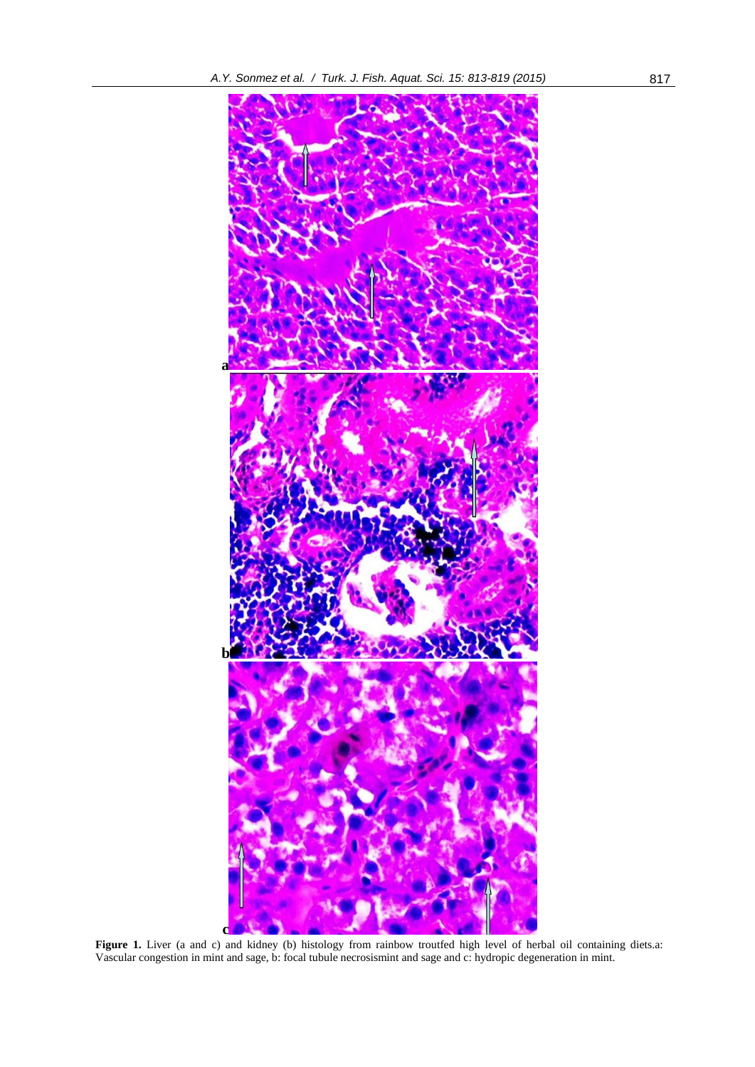**Figure 1.** Liver (a and c) and kidney (b) histology from rainbow troutfed high level of herbal oil containing diets.a: Vascular congestion in mint and sage, b: focal tubule necrosismint and sage and c: hydropic degeneration in mint.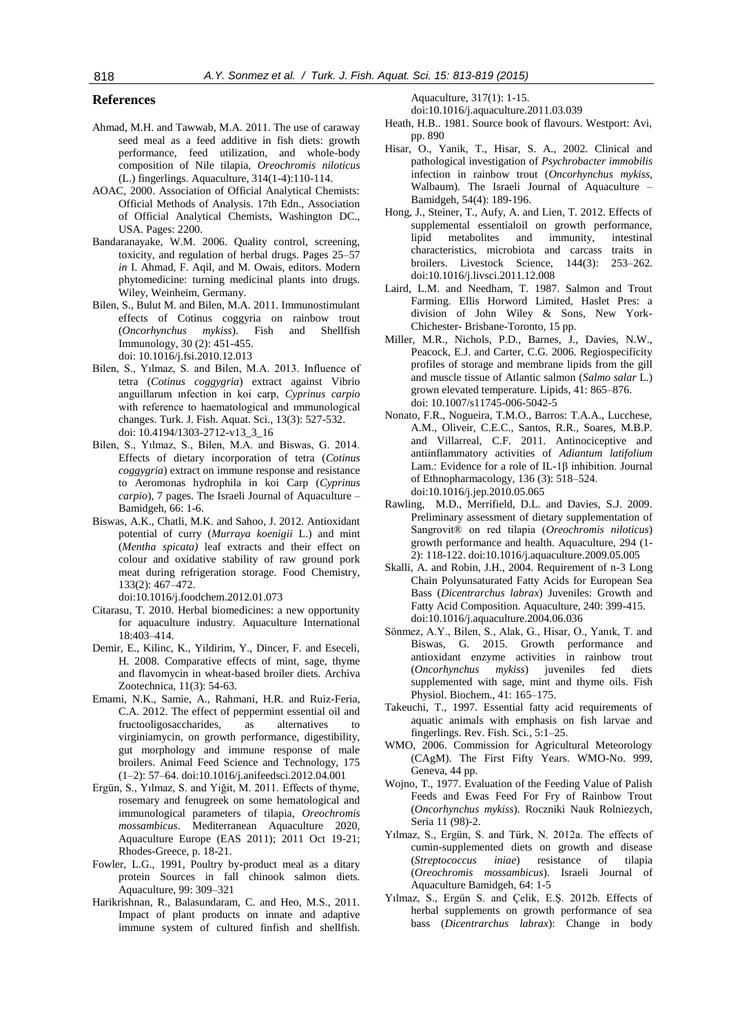## References

Ahmad, M.H. and Tawwab, M.A. 2011. The use of caraway seed meal as a feed additive in fish diets: growth performance, feed utilization, and whole-body composition of Nile tilapia, *Oreochromis niloticus* (L.) fingerlings. Aquaculture, 314(1-4):110-114.

AOAC, 2000. Association of Official Analytical Chemists: Official Methods of Analysis. 17th Edn., Association of Official Analytical Chemists, Washington DC., USA. Pages: 2200.

Bandaranayake, W.M. 2006. Quality control, screening, toxicity, and regulation of herbal drugs. Pages 25–57 *in* I. Ahmad, F. Aqil, and M. Owais, editors. Modern phytomedicine: turning medicinal plants into drugs. Wiley, Weinheim, Germany.

Bilen, S., Bulut M. and Bilen, M.A. 2011. Immunostimulant effects of Cotinus coggyria on rainbow trout (*Oncorhynchus mykiss*). Fish and Shellfish Immunology, 30 (2): 451-455. doi: 10.1016/j.fsi.2010.12.013

Bilen, S., Yılmaz, S. and Bilen, M.A. 2013. Influence of tetra (*Cotinus coggygria*) extract against Vibrio anguillarum ınfection in koi carp, *Cyprinus carpio* with reference to haematological and ımmunological changes. Turk. J. Fish. Aquat. Sci., 13(3): 527-532. doi: 10.4194/1303-2712-v13_3_16

Bilen, S., Yılmaz, S., Bilen, M.A. and Biswas, G. 2014. Effects of dietary incorporation of tetra (*Cotinus coggygria*) extract on immune response and resistance to Aeromonas hydrophila in koi Carp (*Cyprinus carpio*), 7 pages. The Israeli Journal of Aquaculture – Bamidgeh, 66: 1-6.

Biswas, A.K., Chatli, M.K. and Sahoo, J. 2012. Antioxidant potential of curry (*Murraya koenigii* L.) and mint (*Mentha spicata)* leaf extracts and their effect on colour and oxidative stability of raw ground pork meat during refrigeration storage. Food Chemistry, 133(2): 467–472. doi:10.1016/j.foodchem.2012.01.073

Citarasu, T. 2010. Herbal biomedicines: a new opportunity for aquaculture industry. Aquaculture International 18:403–414.

Demir, E., Kilinc, K., Yildirim, Y., Dincer, F. and Eseceli, H. 2008. Comparative effects of mint, sage, thyme and flavomycin in wheat-based broiler diets. Archiva Zootechnica, 11(3): 54-63.

Emami, N.K., Samie, A., Rahmani, H.R. and Ruiz-Feria, C.A. 2012. The effect of peppermint essential oil and fructooligosaccharides, as alternatives to virginiamycin, on growth performance, digestibility, gut morphology and immune response of male broilers. Animal Feed Science and Technology, 175 (1–2): 57–64. doi:10.1016/j.anifeedsci.2012.04.001

Ergün, S., Yılmaz, S. and Yiğit, M. 2011. Effects of thyme, rosemary and fenugreek on some hematological and immunological parameters of tilapia, *Oreochromis mossambicus*. Mediterranean Aquaculture 2020, Aquaculture Europe (EAS 2011); 2011 Oct 19-21; Rhodes-Greece, p. 18-21.

Fowler, L.G., 1991, Poultry by-product meal as a ditary protein Sources in fall chinook salmon diets. Aquaculture, 99: 309–321

Harikrishnan, R., Balasundaram, C. and Heo, M.S., 2011. Impact of plant products on innate and adaptive immune system of cultured finfish and shellfish. Aquaculture, 317(1): 1-15. doi:10.1016/j.aquaculture.2011.03.039

Heath, H.B.. 1981. Source book of flavours. Westport: Avi, pp. 890

Hisar, O., Yanik, T., Hisar, S. A., 2002. Clinical and pathological investigation of *Psychrobacter immobilis* infection in rainbow trout (*Oncorhynchus mykiss*, Walbaum). The Israeli Journal of Aquaculture – Bamidgeh, 54(4): 189-196.

Hong, J., Steiner, T., Aufy, A. and Lien, T. 2012. Effects of supplemental essentialoil on growth performance, lipid metabolites and immunity, intestinal characteristics, microbiota and carcass traits in broilers. Livestock Science, 144(3): 253–262. doi:10.1016/j.livsci.2011.11.008

Laird, L.M. and Needham, T. 1987. Salmon and Trout Farming. Ellis Horword Limited, Haslet Pres: a division of John Wiley & Sons, New York-Chichester- Brisbane-Toronto, 15 pp.

Miller, M.R., Nichols, P.D., Barnes, J., Davies, N.W., Peacock, E.J. and Carter, C.G. 2006. Regiospecificity profiles of storage and membrane lipids from the gill and muscle tissue of Atlantic salmon (*Salmo salar* L.) grown elevated temperature. Lipids, 41: 865–876. doi: 10.1007/s11745-006-5042-5

Nonato, F.R., Nogueira, T.M.O., Barros: T.A.A., Lucchese, A.M., Oliveir, C.E.C., Santos, R.R., Soares, M.B.P. and Villarreal, C.F. 2011. Antinociceptive and antiinflammatory activities of *Adiantum latifolium* Lam.: Evidence for a role of IL-1β inhibition. Journal of Ethnopharmacology, 136 (3): 518–524. doi:10.1016/j.jep.2010.05.065

Rawling, M.D., Merrifield, D.L. and Davies, S.J. 2009. Preliminary assessment of dietary supplementation of Sangrovit® on red tilapia (*Oreochromis niloticus*) growth performance and health. Aquaculture, 294 (1-2): 118-122. doi:10.1016/j.aquaculture.2009.05.005

Skalli, A. and Robin, J.H., 2004. Requirement of n-3 Long Chain Polyunsaturated Fatty Acids for European Sea Bass (*Dicentrarchus labrax*) Juveniles: Growth and Fatty Acid Composition. Aquaculture, 240: 399-415. doi:10.1016/j.aquaculture.2004.06.036

Sönmez, A.Y., Bilen, S., Alak, G., Hisar, O., Yanık, T. and Biswas, G. 2015. Growth performance and antioxidant enzyme activities in rainbow trout (*Oncorhynchus mykiss*) juveniles fed diets supplemented with sage, mint and thyme oils. Fish Physiol. Biochem., 41: 165–175.

Takeuchi, T., 1997. Essential fatty acid requirements of aquatic animals with emphasis on fish larvae and fingerlings. Rev. Fish. Sci., 5:1–25.

WMO, 2006. Commission for Agricultural Meteorology (CAgM). The First Fifty Years. WMO-No. 999, Geneva, 44 pp.

Wojno, T., 1977. Evaluation of the Feeding Value of Palish Feeds and Ewas Feed For Fry of Rainbow Trout (*Oncorhynchus mykiss*). Roczniki Nauk Rolniezych, Seria 11 (98)-2.

Yılmaz, S., Ergün, S. and Türk, N. 2012a. The effects of cumin-supplemented diets on growth and disease (*Streptococcus iniae*) resistance of tilapia (*Oreochromis mossambicus*). Israeli Journal of Aquaculture Bamidgeh, 64: 1-5

Yılmaz, S., Ergün S. and Çelik, E.Ş. 2012b. Effects of herbal supplements on growth performance of sea bass (*Dicentrarchus labrax*): Change in body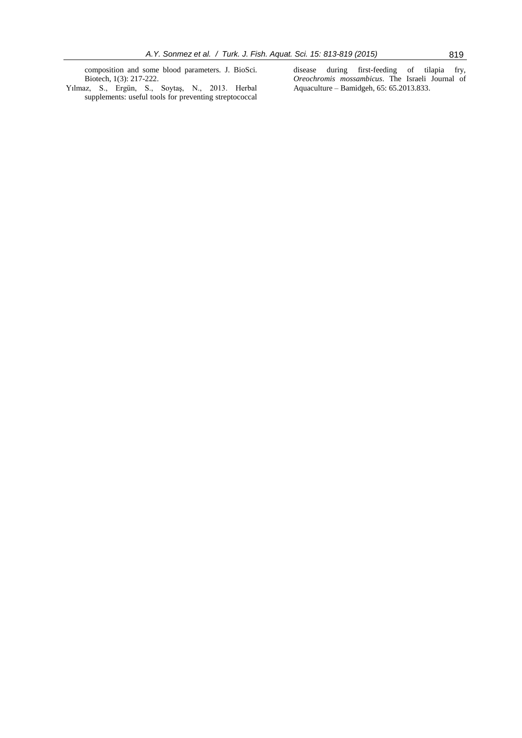composition and some blood parameters. J. BioSci. Biotech, 1(3): 217-222.

Yılmaz, S., Ergün, S., Soytaş, N., 2013. Herbal supplements: useful tools for preventing streptococcal disease during first-feeding of tilapia fry, *Oreochromis mossambicus*. The Israeli Journal of Aquaculture – Bamidgeh, 65: 65.2013.833.